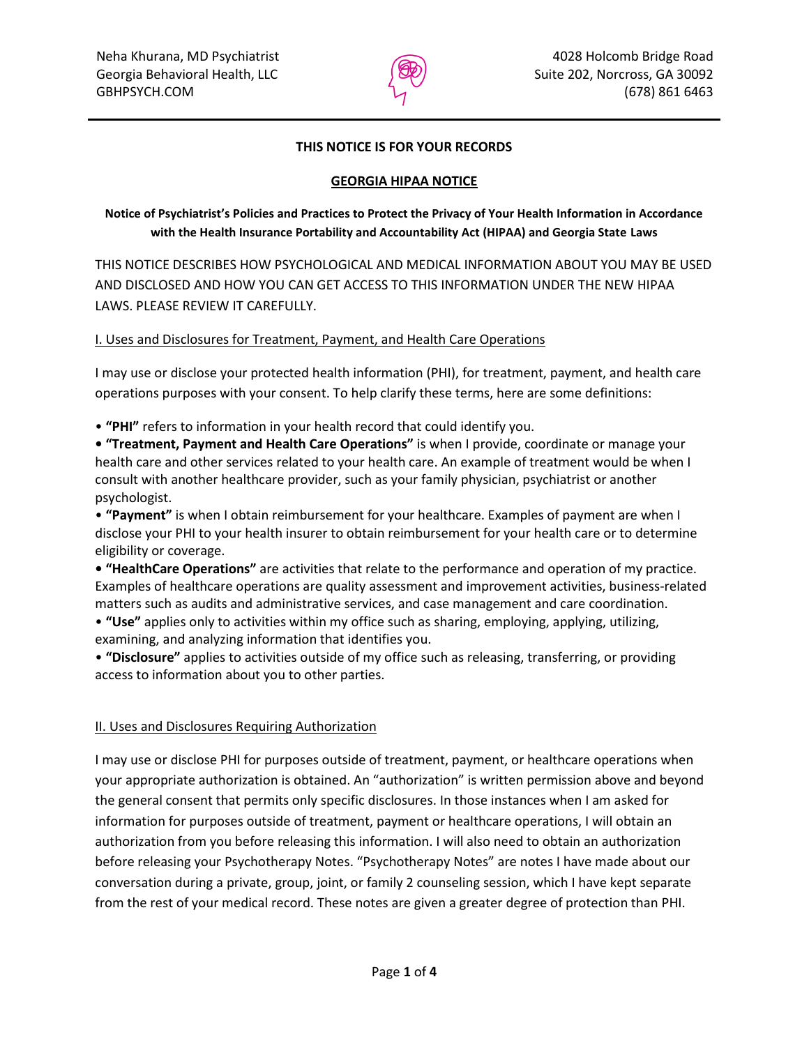Neha Khurana, MD Psychiatrist
Georgia Behavioral Health, LLC
GBHPSYCH.COM

4028 Holcomb Bridge Road
Suite 202, Norcross, GA 30092
(678) 861 6463

**THIS NOTICE IS FOR YOUR RECORDS**

# GEORGIA HIPAA NOTICE

**Notice of Psychiatrist's Policies and Practices to Protect the Privacy of Your Health Information in Accordance with the Health Insurance Portability and Accountability Act (HIPAA) and Georgia State Laws**

THIS NOTICE DESCRIBES HOW PSYCHOLOGICAL AND MEDICAL INFORMATION ABOUT YOU MAY BE USED AND DISCLOSED AND HOW YOU CAN GET ACCESS TO THIS INFORMATION UNDER THE NEW HIPAA LAWS. PLEASE REVIEW IT CAREFULLY.

## I. Uses and Disclosures for Treatment, Payment, and Health Care Operations

I may use or disclose your protected health information (PHI), for treatment, payment, and health care operations purposes with your consent. To help clarify these terms, here are some definitions:

- **"PHI"** refers to information in your health record that could identify you.
- **"Treatment, Payment and Health Care Operations"** is when I provide, coordinate or manage your health care and other services related to your health care. An example of treatment would be when I consult with another healthcare provider, such as your family physician, psychiatrist or another psychologist.
- **"Payment"** is when I obtain reimbursement for your healthcare. Examples of payment are when I disclose your PHI to your health insurer to obtain reimbursement for your health care or to determine eligibility or coverage.
- **"HealthCare Operations"** are activities that relate to the performance and operation of my practice. Examples of healthcare operations are quality assessment and improvement activities, business-related matters such as audits and administrative services, and case management and care coordination.
- **"Use"** applies only to activities within my office such as sharing, employing, applying, utilizing, examining, and analyzing information that identifies you.
- **"Disclosure"** applies to activities outside of my office such as releasing, transferring, or providing access to information about you to other parties.

## II. Uses and Disclosures Requiring Authorization

I may use or disclose PHI for purposes outside of treatment, payment, or healthcare operations when your appropriate authorization is obtained. An "authorization" is written permission above and beyond the general consent that permits only specific disclosures. In those instances when I am asked for information for purposes outside of treatment, payment or healthcare operations, I will obtain an authorization from you before releasing this information. I will also need to obtain an authorization before releasing your Psychotherapy Notes. "Psychotherapy Notes" are notes I have made about our conversation during a private, group, joint, or family 2 counseling session, which I have kept separate from the rest of your medical record. These notes are given a greater degree of protection than PHI.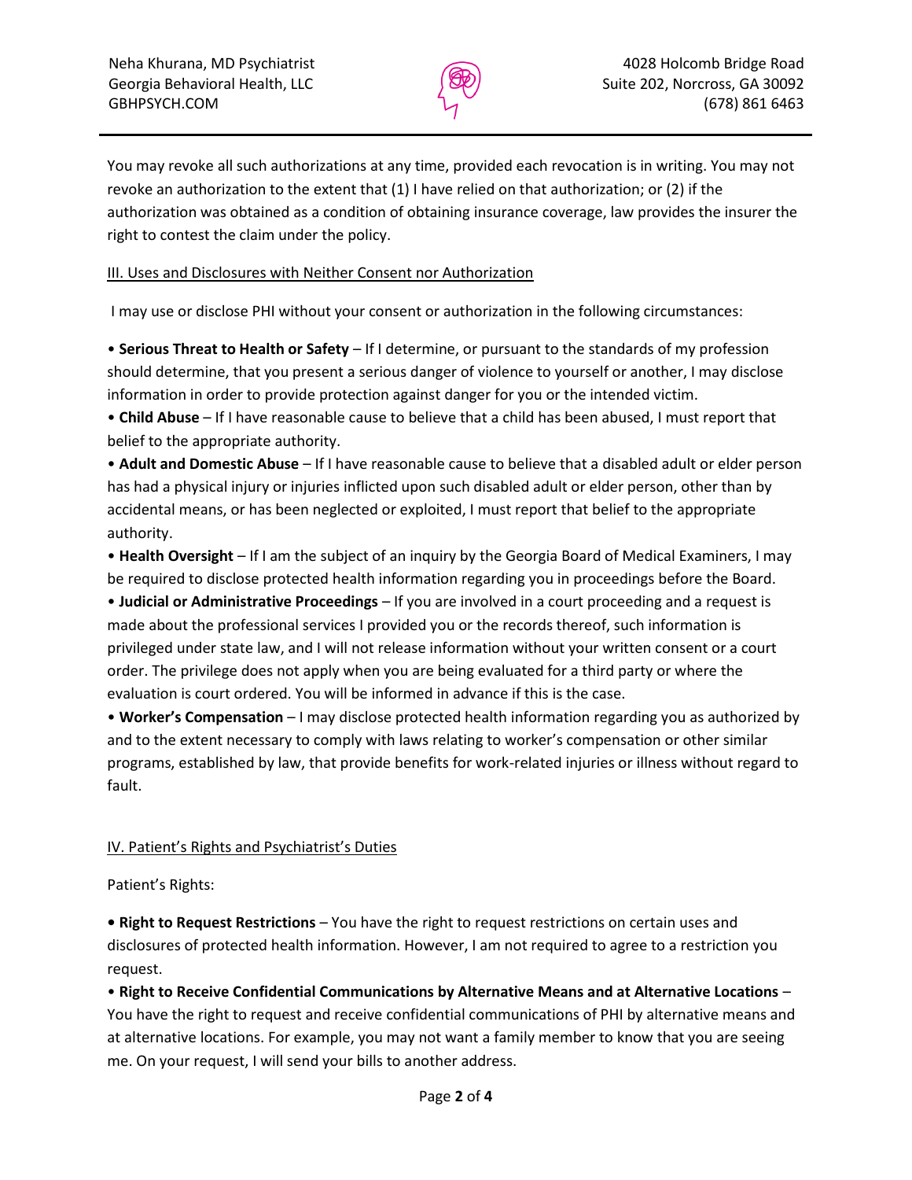You may revoke all such authorizations at any time, provided each revocation is in writing. You may not revoke an authorization to the extent that (1) I have relied on that authorization; or (2) if the authorization was obtained as a condition of obtaining insurance coverage, law provides the insurer the right to contest the claim under the policy.

## III. Uses and Disclosures with Neither Consent nor Authorization

I may use or disclose PHI without your consent or authorization in the following circumstances:

- **Serious Threat to Health or Safety** – If I determine, or pursuant to the standards of my profession should determine, that you present a serious danger of violence to yourself or another, I may disclose information in order to provide protection against danger for you or the intended victim.
- **Child Abuse** – If I have reasonable cause to believe that a child has been abused, I must report that belief to the appropriate authority.
- **Adult and Domestic Abuse** – If I have reasonable cause to believe that a disabled adult or elder person has had a physical injury or injuries inflicted upon such disabled adult or elder person, other than by accidental means, or has been neglected or exploited, I must report that belief to the appropriate authority.
- **Health Oversight** – If I am the subject of an inquiry by the Georgia Board of Medical Examiners, I may be required to disclose protected health information regarding you in proceedings before the Board.
- **Judicial or Administrative Proceedings** – If you are involved in a court proceeding and a request is made about the professional services I provided you or the records thereof, such information is privileged under state law, and I will not release information without your written consent or a court order. The privilege does not apply when you are being evaluated for a third party or where the evaluation is court ordered. You will be informed in advance if this is the case.
- **Worker's Compensation** – I may disclose protected health information regarding you as authorized by and to the extent necessary to comply with laws relating to worker's compensation or other similar programs, established by law, that provide benefits for work-related injuries or illness without regard to fault.

## IV. Patient's Rights and Psychiatrist's Duties

Patient's Rights:

- **Right to Request Restrictions** – You have the right to request restrictions on certain uses and disclosures of protected health information. However, I am not required to agree to a restriction you request.
- **Right to Receive Confidential Communications by Alternative Means and at Alternative Locations** – You have the right to request and receive confidential communications of PHI by alternative means and at alternative locations. For example, you may not want a family member to know that you are seeing me. On your request, I will send your bills to another address.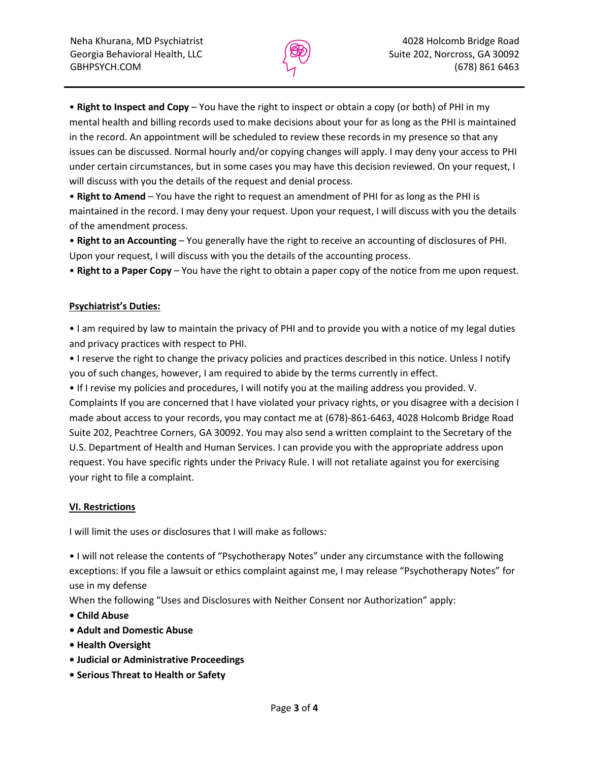• **Right to Inspect and Copy** – You have the right to inspect or obtain a copy (or both) of PHI in my mental health and billing records used to make decisions about your for as long as the PHI is maintained in the record. An appointment will be scheduled to review these records in my presence so that any issues can be discussed. Normal hourly and/or copying changes will apply. I may deny your access to PHI under certain circumstances, but in some cases you may have this decision reviewed. On your request, I will discuss with you the details of the request and denial process.

• **Right to Amend** – You have the right to request an amendment of PHI for as long as the PHI is maintained in the record. I may deny your request. Upon your request, I will discuss with you the details of the amendment process.

• **Right to an Accounting** – You generally have the right to receive an accounting of disclosures of PHI. Upon your request, I will discuss with you the details of the accounting process.

• **Right to a Paper Copy** – You have the right to obtain a paper copy of the notice from me upon request.

**Psychiatrist's Duties:**

• I am required by law to maintain the privacy of PHI and to provide you with a notice of my legal duties and privacy practices with respect to PHI.

• I reserve the right to change the privacy policies and practices described in this notice. Unless I notify you of such changes, however, I am required to abide by the terms currently in effect.

• If I revise my policies and procedures, I will notify you at the mailing address you provided. V. Complaints If you are concerned that I have violated your privacy rights, or you disagree with a decision I made about access to your records, you may contact me at (678)-861-6463, 4028 Holcomb Bridge Road Suite 202, Peachtree Corners, GA 30092. You may also send a written complaint to the Secretary of the U.S. Department of Health and Human Services. I can provide you with the appropriate address upon request. You have specific rights under the Privacy Rule. I will not retaliate against you for exercising your right to file a complaint.

## VI. Restrictions

I will limit the uses or disclosures that I will make as follows:

• I will not release the contents of "Psychotherapy Notes" under any circumstance with the following exceptions: If you file a lawsuit or ethics complaint against me, I may release "Psychotherapy Notes" for use in my defense

When the following "Uses and Disclosures with Neither Consent nor Authorization" apply:

- **Child Abuse**
- **Adult and Domestic Abuse**
- **Health Oversight**
- **Judicial or Administrative Proceedings**
- **Serious Threat to Health or Safety**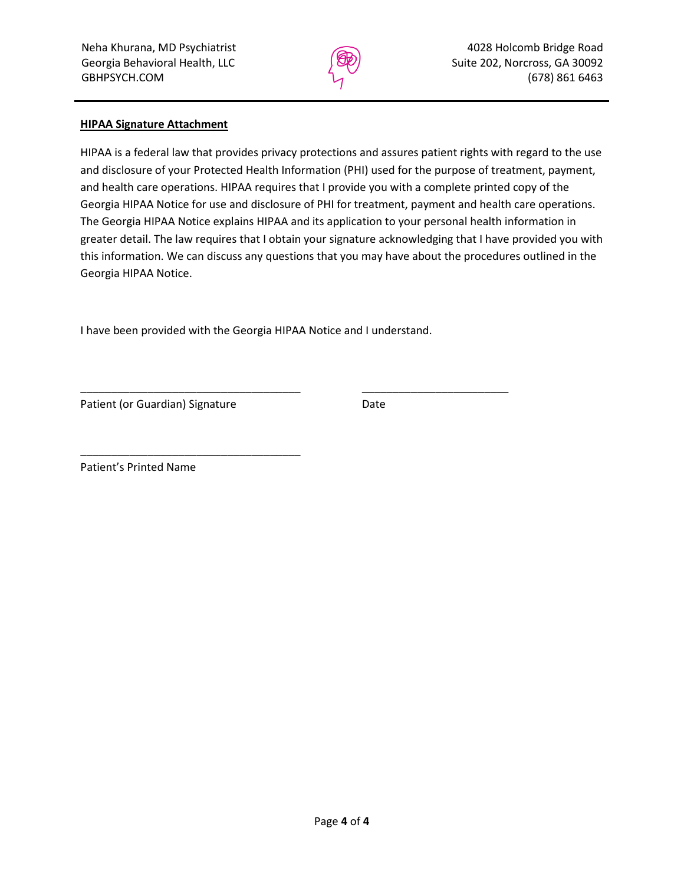**HIPAA Signature Attachment**

HIPAA is a federal law that provides privacy protections and assures patient rights with regard to the use and disclosure of your Protected Health Information (PHI) used for the purpose of treatment, payment, and health care operations. HIPAA requires that I provide you with a complete printed copy of the Georgia HIPAA Notice for use and disclosure of PHI for treatment, payment and health care operations. The Georgia HIPAA Notice explains HIPAA and its application to your personal health information in greater detail. The law requires that I obtain your signature acknowledging that I have provided you with this information. We can discuss any questions that you may have about the procedures outlined in the Georgia HIPAA Notice.

I have been provided with the Georgia HIPAA Notice and I understand.

\_\_\_\_\_\_\_\_\_\_\_\_\_\_\_\_\_\_\_\_\_\_\_\_\_\_\_\_\_\_\_\_\_\_\_\_ \_\_\_\_\_\_\_\_\_\_\_\_\_\_\_\_\_\_\_\_\_\_\_\_

Patient (or Guardian) Signature Date

\_\_\_\_\_\_\_\_\_\_\_\_\_\_\_\_\_\_\_\_\_\_\_\_\_\_\_\_\_\_\_\_\_\_\_\_

Patient's Printed Name